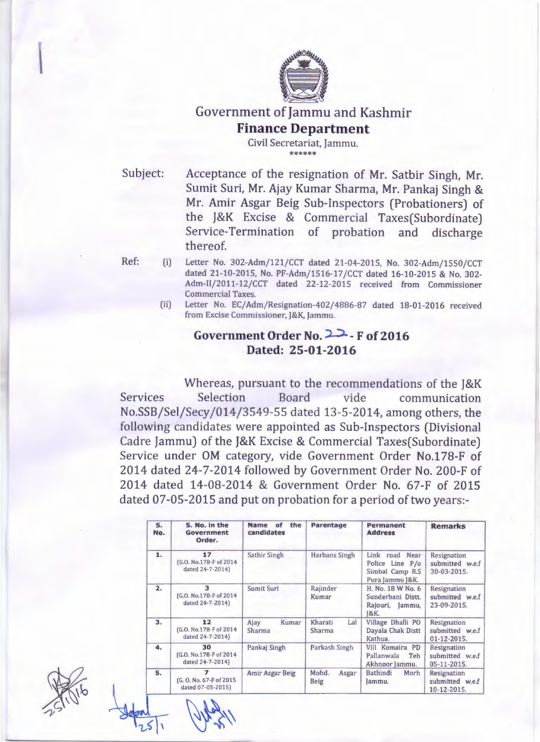# Government of Jammu and Kashmir

## Finance Department

Civil Secretariat, Jammu.

\*\*\*\*\*\*

Subject: Acceptance of the resignation of Mr. Satbir Singh, Mr. Sumit Suri, Mr. Ajay Kumar Sharma, Mr. Pankaj Singh & Mr. Amir Asgar Beig Sub-Inspectors (Probationers) of the J&K Excise & Commercial Taxes(Subordinate) Service-Termination of probation and discharge thereof.

Ref:
(i) Letter No. 302-Adm/121/CCT dated 21-04-2015, No. 302-Adm/1550/CCT dated 21-10-2015, No. PF-Adm/1516-17/CCT dated 16-10-2015 & No. 302-Adm-II/2011-12/CCT dated 22-12-2015 received from Commissioner Commercial Taxes.
(ii) Letter No. EC/Adm/Resignation-402/4886-87 dated 18-01-2016 received from Excise Commissioner, J&K, Jammu.

### Government Order No. 22- F of 2016
### Dated: 25-01-2016

Whereas, pursuant to the recommendations of the J&K Services Selection Board vide communication No.SSB/Sel/Secy/014/3549-55 dated 13-5-2014, among others, the following candidates were appointed as Sub-Inspectors (Divisional Cadre Jammu) of the J&K Excise & Commercial Taxes(Subordinate) Service under OM category, vide Government Order No.178-F of 2014 dated 24-7-2014 followed by Government Order No. 200-F of 2014 dated 14-08-2014 & Government Order No. 67-F of 2015 dated 07-05-2015 and put on probation for a period of two years:-

| S. No. | S. No. in the Government Order. | Name of the candidates | Parentage | Permanent Address | Remarks |
|---|---|---|---|---|---|
| 1. | 17 (G.O. No.178-F of 2014 dated 24-7-2014) | Satbir Singh | Harbans Singh | Link road Near Police Line P/o Simbal Camp R.S Pura Jammu J&K. | Resignation submitted w.e.f 30-03-2015. |
| 2. | 3 (G.O. No.178-F of 2014 dated 24-7-2014) | Sumit Suri | Rajinder Kumar | H. No. 18 W No. 6 Sunderbani Distt. Rajouri, Jammu, J&K. | Resignation submitted w.e.f 23-09-2015. |
| 3. | 12 (G.O. No.178-F of 2014 dated 24-7-2014) | Ajay Kumar Sharma | Kharati Lal Sharma | Village Dhalli PO Dayala Chak Distt Kathua. | Resignation submitted w.e.f 01-12-2015. |
| 4. | 30 (G.O. No.178-F of 2014 dated 24-7-2014) | Pankaj Singh | Parkash Singh | Vill Komaira PD Pallanwala Teh Akhnoor Jammu. | Resignation submitted w.e.f 05-11-2015. |
| 5. | 7 (G. O. No. 67-F of 2015 dated 07-05-2015) | Amir Asgar Beig | Mohd. Asgar Beig | Bathindi Morh Jammu. | Resignation submitted w.e.f 10-12-2015. |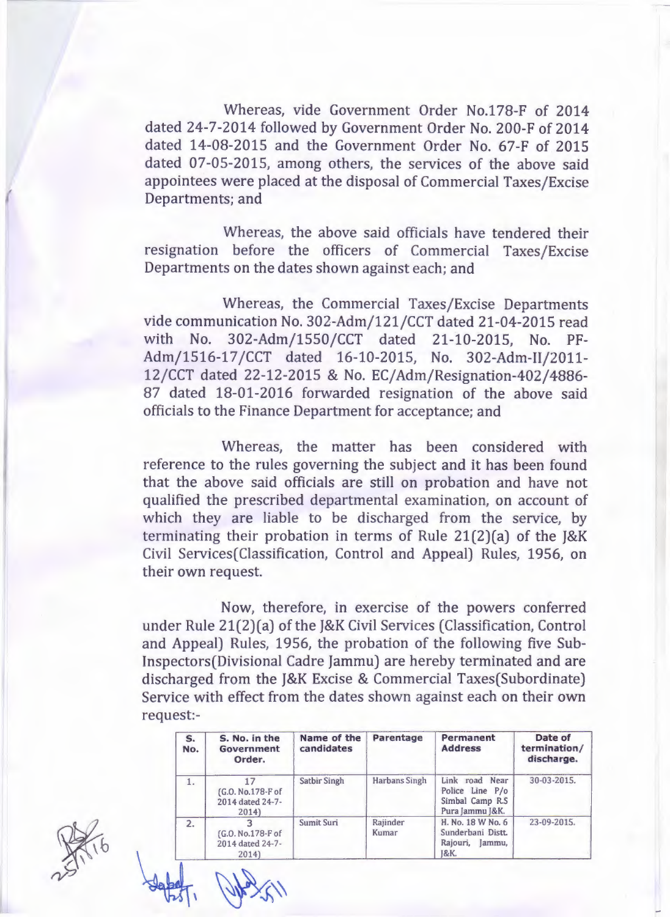Whereas, vide Government Order No.178-F of 2014 dated 24-7-2014 followed by Government Order No. 200-F of 2014 dated 14-08-2015 and the Government Order No. 67-F of 2015 dated 07-05-2015, among others, the services of the above said appointees were placed at the disposal of Commercial Taxes/Excise Departments; and

Whereas, the above said officials have tendered their resignation before the officers of Commercial Taxes/Excise Departments on the dates shown against each; and

Whereas, the Commercial Taxes/Excise Departments vide communication No. 302-Adm/121/CCT dated 21-04-2015 read with No. 302-Adm/1550/CCT dated 21-10-2015, No. PF-Adm/1516-17/CCT dated 16-10-2015, No. 302-Adm-II/2011-12/CCT dated 22-12-2015 & No. EC/Adm/Resignation-402/4886-87 dated 18-01-2016 forwarded resignation of the above said officials to the Finance Department for acceptance; and

Whereas, the matter has been considered with reference to the rules governing the subject and it has been found that the above said officials are still on probation and have not qualified the prescribed departmental examination, on account of which they are liable to be discharged from the service, by terminating their probation in terms of Rule 21(2)(a) of the J&K Civil Services(Classification, Control and Appeal) Rules, 1956, on their own request.

Now, therefore, in exercise of the powers conferred under Rule 21(2)(a) of the J&K Civil Services (Classification, Control and Appeal) Rules, 1956, the probation of the following five Sub-Inspectors(Divisional Cadre Jammu) are hereby terminated and are discharged from the J&K Excise & Commercial Taxes(Subordinate) Service with effect from the dates shown against each on their own request:-

| S. No. | S. No. in the Government Order. | Name of the candidates | Parentage | Permanent Address | Date of termination/ discharge. |
|---|---|---|---|---|---|
| 1. | 17 (G.O. No.178-F of 2014 dated 24-7-2014) | Satbir Singh | Harbans Singh | Link road Near Police Line P/o Simbal Camp R.S Pura Jammu J&K. | 30-03-2015. |
| 2. | 3 (G.O. No.178-F of 2014 dated 24-7-2014) | Sumit Suri | Rajinder Kumar | H. No. 18 W No. 6 Sunderbani Distt. Rajouri, Jammu, J&K. | 23-09-2015. |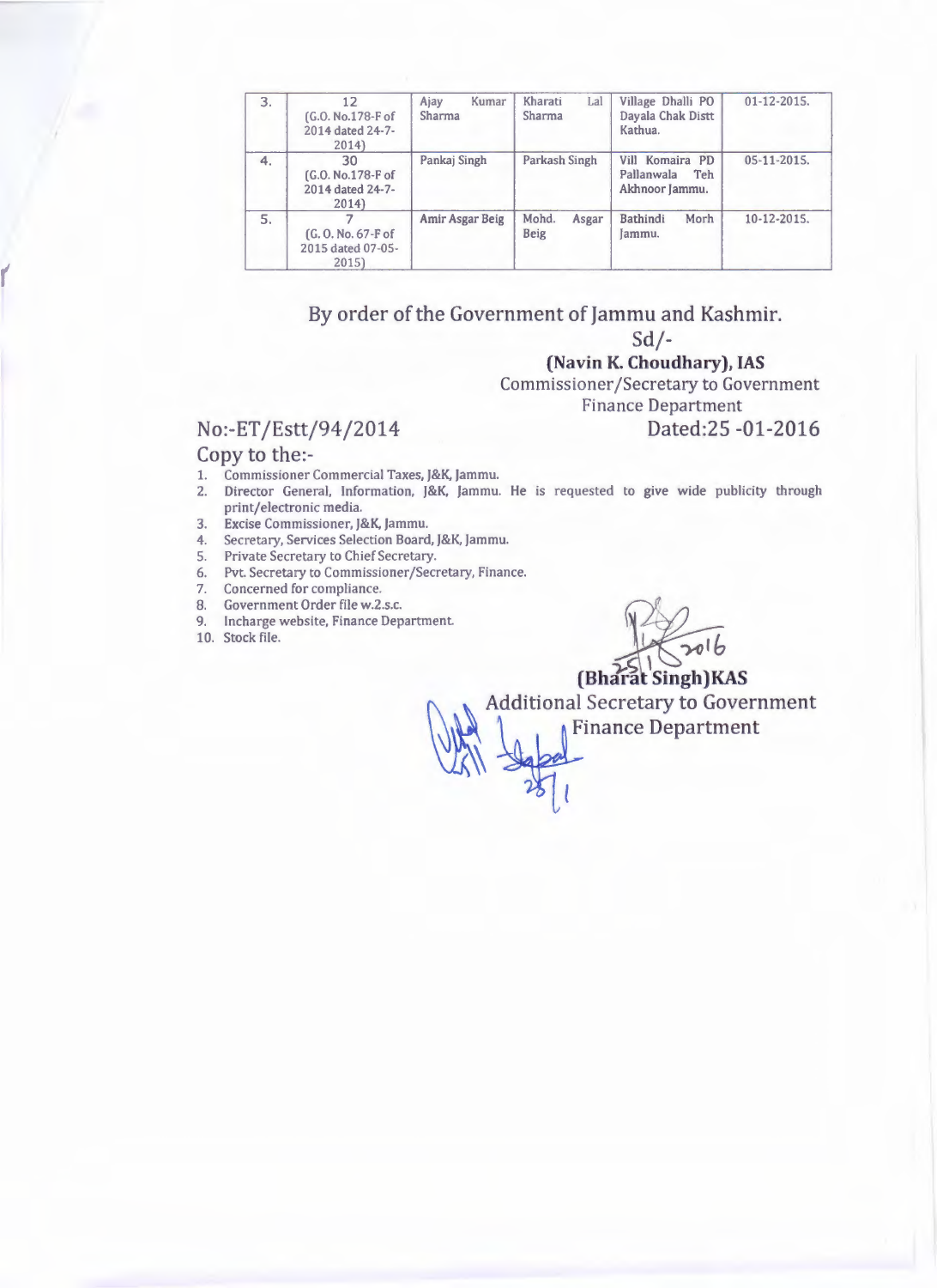| | | | | | |
|---|---|---|---|---|---|
| 3. | 12 (G.O. No.178-F of 2014 dated 24-7-2014) | Ajay Kumar Sharma | Kharati Lal Sharma | Village Dhalli PO Dayala Chak Distt Kathua. | 01-12-2015. |
| 4. | 30 (G.O. No.178-F of 2014 dated 24-7-2014) | Pankaj Singh | Parkash Singh | Vill Komaira PO Pallanwala Teh Akhnoor Jammu. | 05-11-2015. |
| 5. | 7 (G. O. No. 67-F of 2015 dated 07-05-2015) | Amir Asgar Beig | Mohd. Asgar Beig | Bathindi Morh Jammu. | 10-12-2015. |

By order of the Government of Jammu and Kashmir.

Sd/-

**(Navin K. Choudhary), IAS**

Commissioner/Secretary to Government

Finance Department

No:-ET/Estt/94/2014 Dated:25 -01-2016

Copy to the:-

1. Commissioner Commercial Taxes, J&K, Jammu.
2. Director General, Information, J&K, Jammu. He is requested to give wide publicity through print/electronic media.
3. Excise Commissioner, J&K, Jammu.
4. Secretary, Services Selection Board, J&K, Jammu.
5. Private Secretary to Chief Secretary.
6. Pvt. Secretary to Commissioner/Secretary, Finance.
7. Concerned for compliance.
8. Government Order file w.2.s.c.
9. Incharge website, Finance Department.
10. Stock file.

25/1/2016

**(Bharat Singh)KAS**

Additional Secretary to Government

Finance Department

28/1